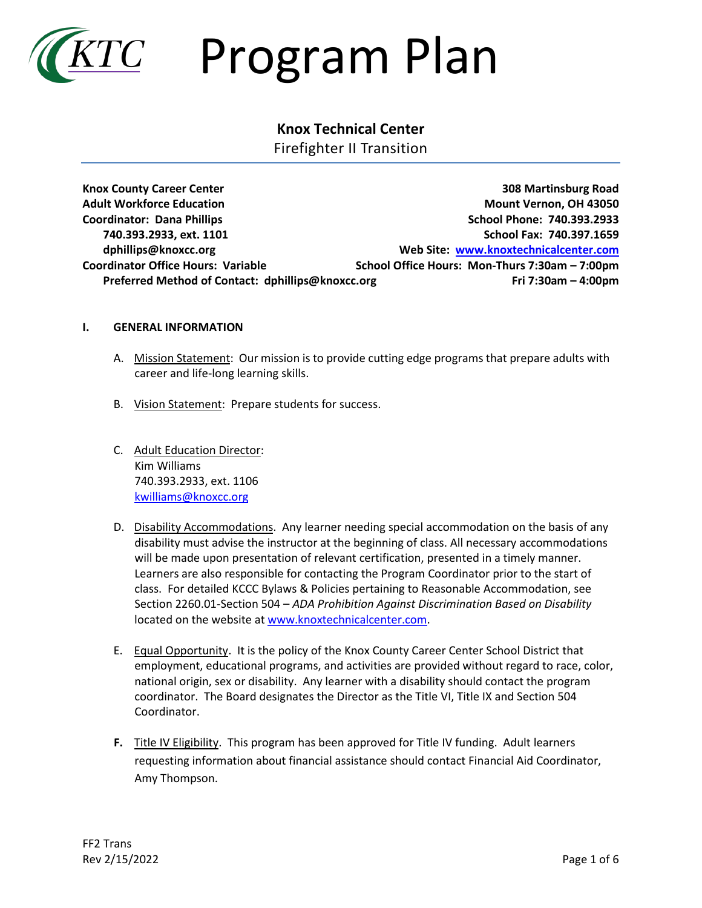# KTC Program Plan

## Knox Technical Center

Firefighter II Transition

**Knox County Career Center**
**Adult Workforce Education**
**Coordinator: Dana Phillips**
**740.393.2933, ext. 1101**
**dphillips@knoxcc.org**
**Coordinator Office Hours: Variable**
**Preferred Method of Contact: dphillips@knoxcc.org**

**308 Martinsburg Road**
**Mount Vernon, OH 43050**
**School Phone: 740.393.2933**
**School Fax: 740.397.1659**
**Web Site: www.knoxtechnicalcenter.com**
**School Office Hours: Mon-Thurs 7:30am – 7:00pm**
**Fri 7:30am – 4:00pm**

### I. GENERAL INFORMATION

A. Mission Statement: Our mission is to provide cutting edge programs that prepare adults with career and life-long learning skills.

B. Vision Statement: Prepare students for success.

C. Adult Education Director:
Kim Williams
740.393.2933, ext. 1106
kwilliams@knoxcc.org

D. Disability Accommodations. Any learner needing special accommodation on the basis of any disability must advise the instructor at the beginning of class. All necessary accommodations will be made upon presentation of relevant certification, presented in a timely manner. Learners are also responsible for contacting the Program Coordinator prior to the start of class. For detailed KCCC Bylaws & Policies pertaining to Reasonable Accommodation, see Section 2260.01-Section 504 – *ADA Prohibition Against Discrimination Based on Disability* located on the website at www.knoxtechnicalcenter.com.

E. Equal Opportunity. It is the policy of the Knox County Career Center School District that employment, educational programs, and activities are provided without regard to race, color, national origin, sex or disability. Any learner with a disability should contact the program coordinator. The Board designates the Director as the Title VI, Title IX and Section 504 Coordinator.

**F.** Title IV Eligibility. This program has been approved for Title IV funding. Adult learners requesting information about financial assistance should contact Financial Aid Coordinator, Amy Thompson.

FF2 Trans
Rev 2/15/2022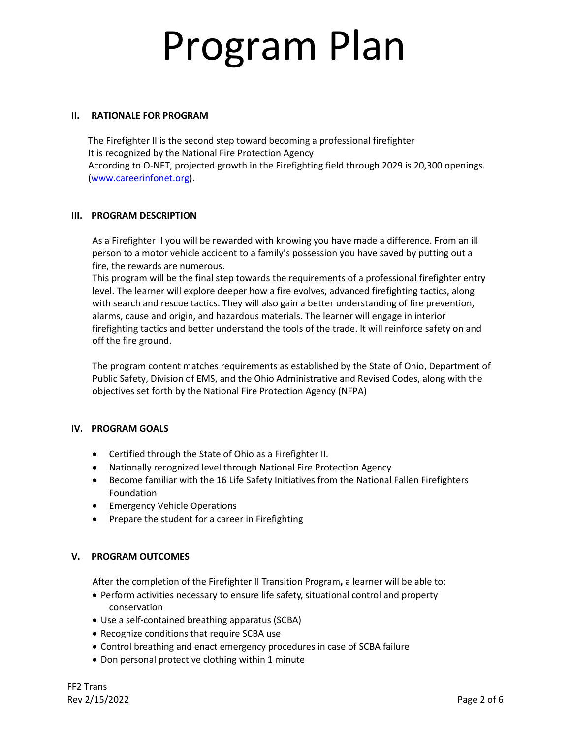# Program Plan

## II. RATIONALE FOR PROGRAM

The Firefighter II is the second step toward becoming a professional firefighter
It is recognized by the National Fire Protection Agency
According to O-NET, projected growth in the Firefighting field through 2029 is 20,300 openings. (www.careerinfonet.org).

## III. PROGRAM DESCRIPTION

As a Firefighter II you will be rewarded with knowing you have made a difference. From an ill person to a motor vehicle accident to a family's possession you have saved by putting out a fire, the rewards are numerous.
This program will be the final step towards the requirements of a professional firefighter entry level. The learner will explore deeper how a fire evolves, advanced firefighting tactics, along with search and rescue tactics. They will also gain a better understanding of fire prevention, alarms, cause and origin, and hazardous materials. The learner will engage in interior firefighting tactics and better understand the tools of the trade. It will reinforce safety on and off the fire ground.

The program content matches requirements as established by the State of Ohio, Department of Public Safety, Division of EMS, and the Ohio Administrative and Revised Codes, along with the objectives set forth by the National Fire Protection Agency (NFPA)

## IV. PROGRAM GOALS

- Certified through the State of Ohio as a Firefighter II.
- Nationally recognized level through National Fire Protection Agency
- Become familiar with the 16 Life Safety Initiatives from the National Fallen Firefighters Foundation
- Emergency Vehicle Operations
- Prepare the student for a career in Firefighting

## V. PROGRAM OUTCOMES

After the completion of the Firefighter II Transition Program**,** a learner will be able to:

- Perform activities necessary to ensure life safety, situational control and property conservation
- Use a self-contained breathing apparatus (SCBA)
- Recognize conditions that require SCBA use
- Control breathing and enact emergency procedures in case of SCBA failure
- Don personal protective clothing within 1 minute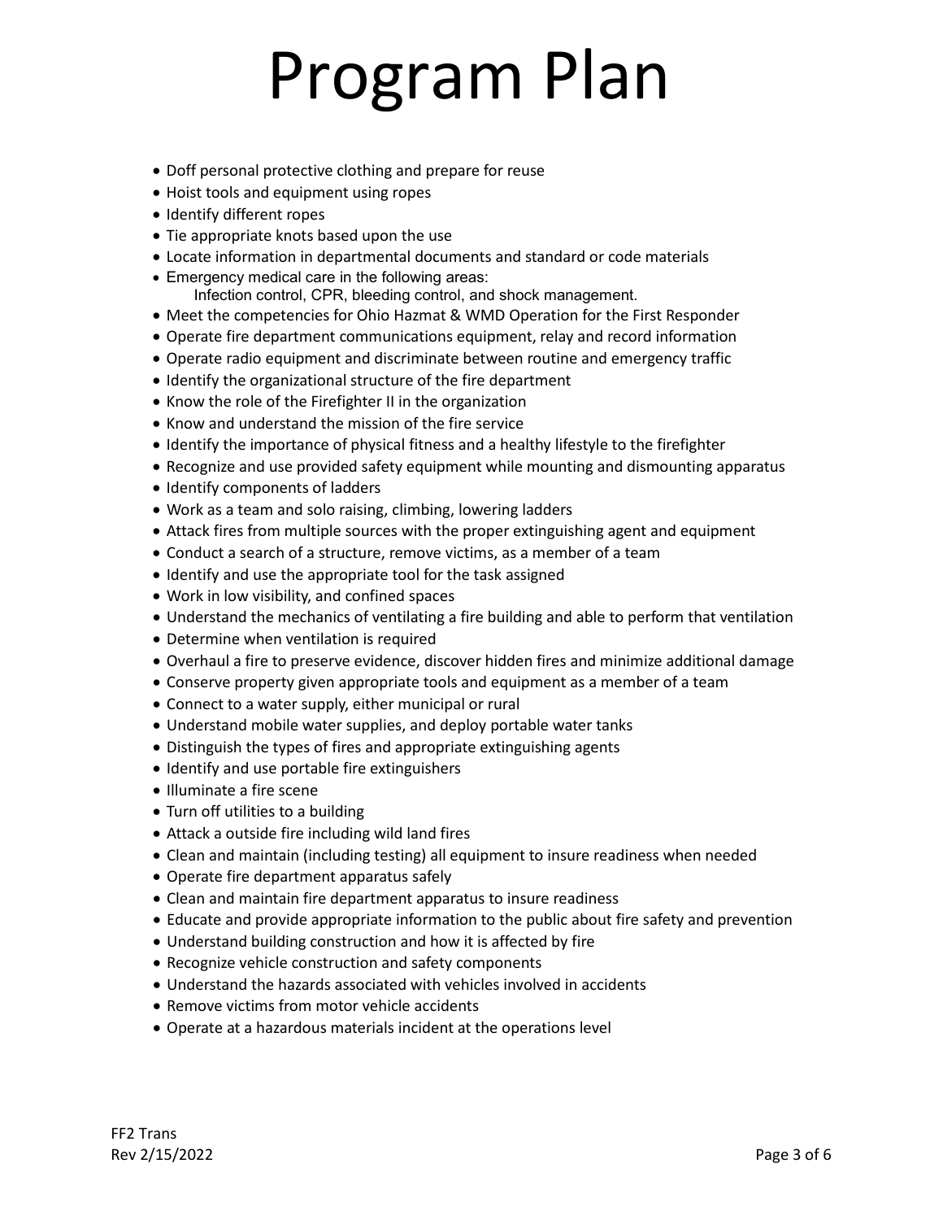# Program Plan

- Doff personal protective clothing and prepare for reuse
- Hoist tools and equipment using ropes
- Identify different ropes
- Tie appropriate knots based upon the use
- Locate information in departmental documents and standard or code materials
- Emergency medical care in the following areas:
  Infection control, CPR, bleeding control, and shock management.
- Meet the competencies for Ohio Hazmat & WMD Operation for the First Responder
- Operate fire department communications equipment, relay and record information
- Operate radio equipment and discriminate between routine and emergency traffic
- Identify the organizational structure of the fire department
- Know the role of the Firefighter II in the organization
- Know and understand the mission of the fire service
- Identify the importance of physical fitness and a healthy lifestyle to the firefighter
- Recognize and use provided safety equipment while mounting and dismounting apparatus
- Identify components of ladders
- Work as a team and solo raising, climbing, lowering ladders
- Attack fires from multiple sources with the proper extinguishing agent and equipment
- Conduct a search of a structure, remove victims, as a member of a team
- Identify and use the appropriate tool for the task assigned
- Work in low visibility, and confined spaces
- Understand the mechanics of ventilating a fire building and able to perform that ventilation
- Determine when ventilation is required
- Overhaul a fire to preserve evidence, discover hidden fires and minimize additional damage
- Conserve property given appropriate tools and equipment as a member of a team
- Connect to a water supply, either municipal or rural
- Understand mobile water supplies, and deploy portable water tanks
- Distinguish the types of fires and appropriate extinguishing agents
- Identify and use portable fire extinguishers
- Illuminate a fire scene
- Turn off utilities to a building
- Attack a outside fire including wild land fires
- Clean and maintain (including testing) all equipment to insure readiness when needed
- Operate fire department apparatus safely
- Clean and maintain fire department apparatus to insure readiness
- Educate and provide appropriate information to the public about fire safety and prevention
- Understand building construction and how it is affected by fire
- Recognize vehicle construction and safety components
- Understand the hazards associated with vehicles involved in accidents
- Remove victims from motor vehicle accidents
- Operate at a hazardous materials incident at the operations level

FF2 Trans
Rev 2/15/2022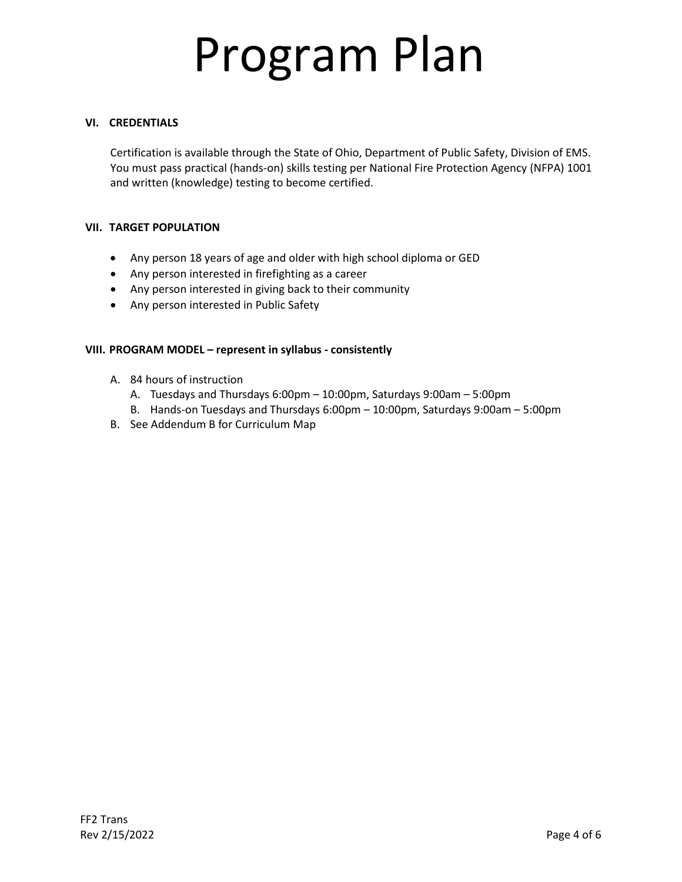# Program Plan

## VI. CREDENTIALS

Certification is available through the State of Ohio, Department of Public Safety, Division of EMS. You must pass practical (hands-on) skills testing per National Fire Protection Agency (NFPA) 1001 and written (knowledge) testing to become certified.

## VII. TARGET POPULATION

- Any person 18 years of age and older with high school diploma or GED
- Any person interested in firefighting as a career
- Any person interested in giving back to their community
- Any person interested in Public Safety

## VIII. PROGRAM MODEL – represent in syllabus - consistently

A. 84 hours of instruction
   A. Tuesdays and Thursdays 6:00pm – 10:00pm, Saturdays 9:00am – 5:00pm
   B. Hands-on Tuesdays and Thursdays 6:00pm – 10:00pm, Saturdays 9:00am – 5:00pm

B. See Addendum B for Curriculum Map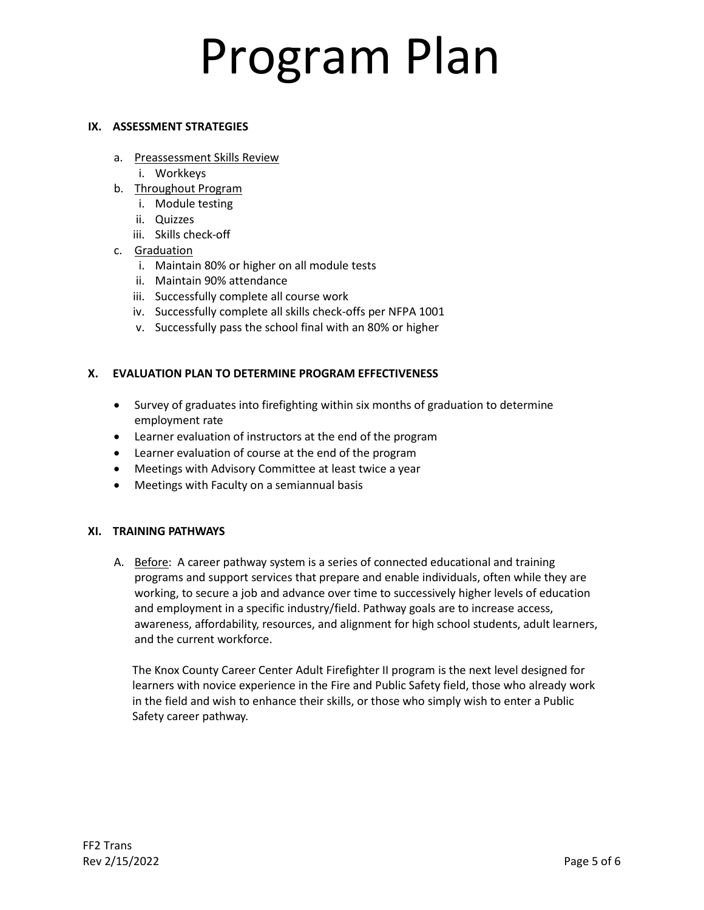# Program Plan

## IX. ASSESSMENT STRATEGIES

a. Preassessment Skills Review
   i. Workkeys
b. Throughout Program
   i. Module testing
   ii. Quizzes
   iii. Skills check-off
c. Graduation
   i. Maintain 80% or higher on all module tests
   ii. Maintain 90% attendance
   iii. Successfully complete all course work
   iv. Successfully complete all skills check-offs per NFPA 1001
   v. Successfully pass the school final with an 80% or higher

## X. EVALUATION PLAN TO DETERMINE PROGRAM EFFECTIVENESS

- Survey of graduates into firefighting within six months of graduation to determine employment rate
- Learner evaluation of instructors at the end of the program
- Learner evaluation of course at the end of the program
- Meetings with Advisory Committee at least twice a year
- Meetings with Faculty on a semiannual basis

## XI. TRAINING PATHWAYS

A. Before: A career pathway system is a series of connected educational and training programs and support services that prepare and enable individuals, often while they are working, to secure a job and advance over time to successively higher levels of education and employment in a specific industry/field. Pathway goals are to increase access, awareness, affordability, resources, and alignment for high school students, adult learners, and the current workforce.

   The Knox County Career Center Adult Firefighter II program is the next level designed for learners with novice experience in the Fire and Public Safety field, those who already work in the field and wish to enhance their skills, or those who simply wish to enter a Public Safety career pathway.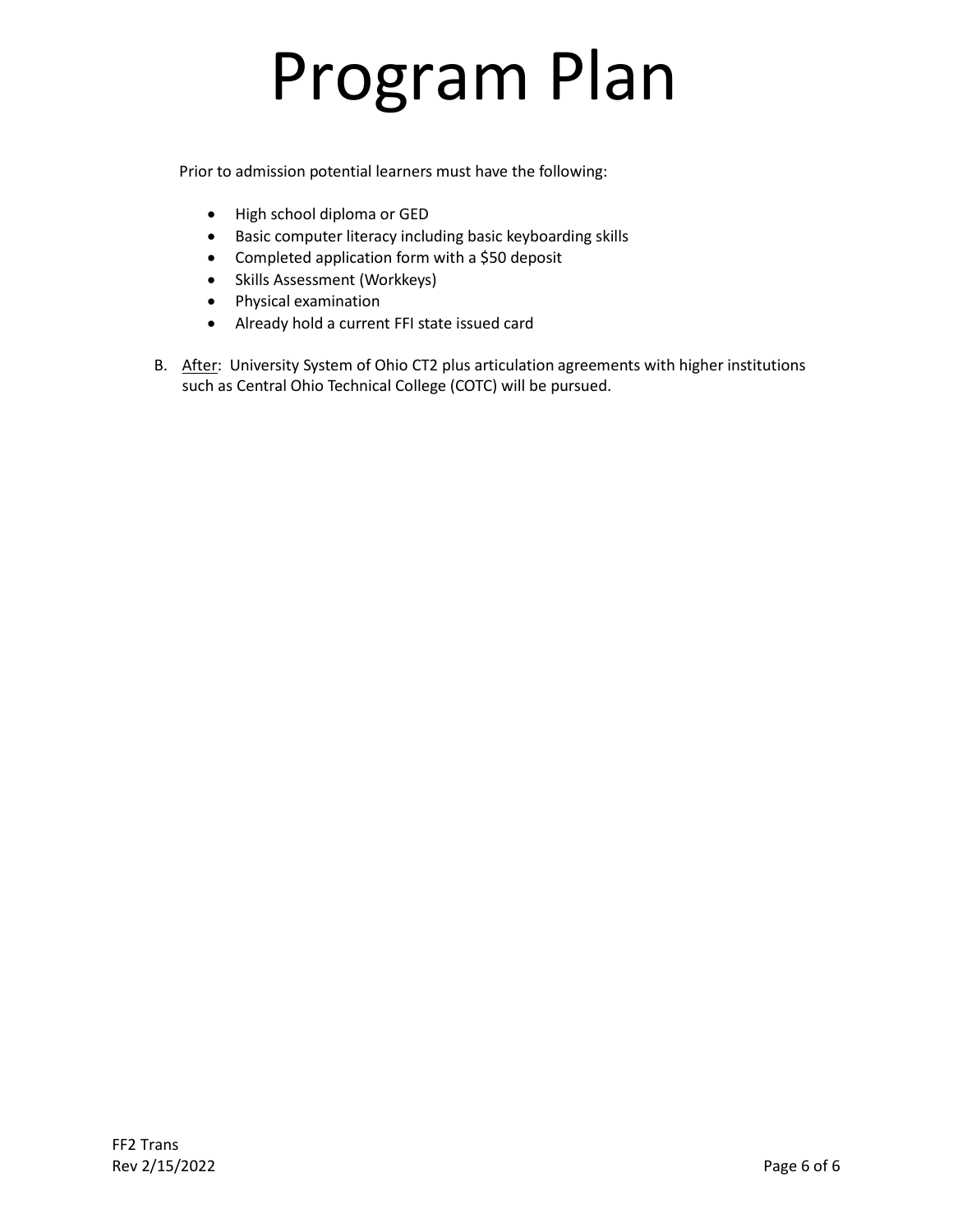# Program Plan

Prior to admission potential learners must have the following:

- High school diploma or GED
- Basic computer literacy including basic keyboarding skills
- Completed application form with a $50 deposit
- Skills Assessment (Workkeys)
- Physical examination
- Already hold a current FFI state issued card

B. <u>After</u>: University System of Ohio CT2 plus articulation agreements with higher institutions such as Central Ohio Technical College (COTC) will be pursued.